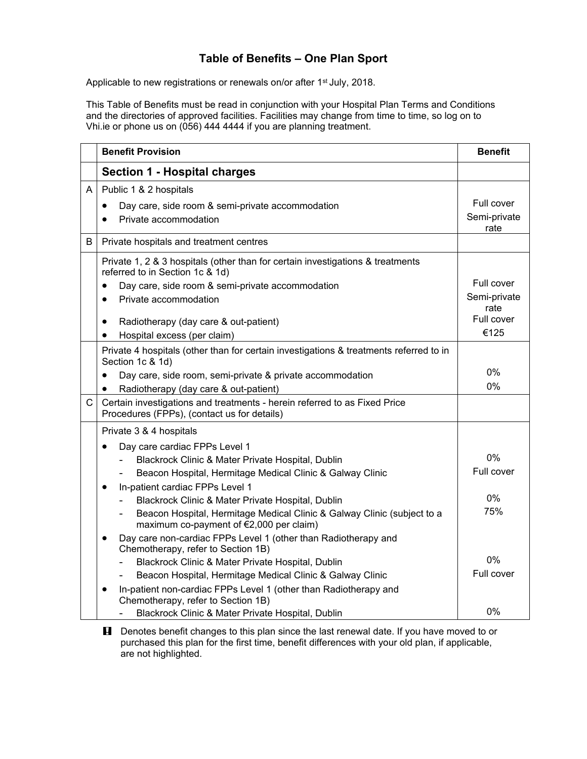# Table of Benefits – One Plan Sport

Applicable to new registrations or renewals on/or after 1st July, 2018.

This Table of Benefits must be read in conjunction with your Hospital Plan Terms and Conditions and the directories of approved facilities. Facilities may change from time to time, so log on to Vhi.ie or phone us on (056) 444 4444 if you are planning treatment.

| | Benefit Provision | Benefit |
|---|---|---|
| | **Section 1 - Hospital charges** | |
| A | Public 1 & 2 hospitals | |
| | • Day care, side room & semi-private accommodation | Full cover |
| | • Private accommodation | Semi-private rate |
| B | Private hospitals and treatment centres | |
| | Private 1, 2 & 3 hospitals (other than for certain investigations & treatments referred to in Section 1c & 1d) | |
| | • Day care, side room & semi-private accommodation | Full cover |
| | • Private accommodation | Semi-private rate |
| | • Radiotherapy (day care & out-patient) | Full cover |
| | • Hospital excess (per claim) | €125 |
| | Private 4 hospitals (other than for certain investigations & treatments referred to in Section 1c & 1d) | |
| | • Day care, side room, semi-private & private accommodation | 0% |
| | • Radiotherapy (day care & out-patient) | 0% |
| C | Certain investigations and treatments - herein referred to as Fixed Price Procedures (FPPs), (contact us for details) | |
| | Private 3 & 4 hospitals | |
| | • Day care cardiac FPPs Level 1 | |
| | - Blackrock Clinic & Mater Private Hospital, Dublin | 0% |
| | - Beacon Hospital, Hermitage Medical Clinic & Galway Clinic | Full cover |
| | • In-patient cardiac FPPs Level 1 | |
| | - Blackrock Clinic & Mater Private Hospital, Dublin | 0% |
| | - Beacon Hospital, Hermitage Medical Clinic & Galway Clinic (subject to a maximum co-payment of €2,000 per claim) | 75% |
| | • Day care non-cardiac FPPs Level 1 (other than Radiotherapy and Chemotherapy, refer to Section 1B) | |
| | - Blackrock Clinic & Mater Private Hospital, Dublin | 0% |
| | - Beacon Hospital, Hermitage Medical Clinic & Galway Clinic | Full cover |
| | • In-patient non-cardiac FPPs Level 1 (other than Radiotherapy and Chemotherapy, refer to Section 1B) | |
| | - Blackrock Clinic & Mater Private Hospital, Dublin | 0% |

**!** Denotes benefit changes to this plan since the last renewal date. If you have moved to or purchased this plan for the first time, benefit differences with your old plan, if applicable, are not highlighted.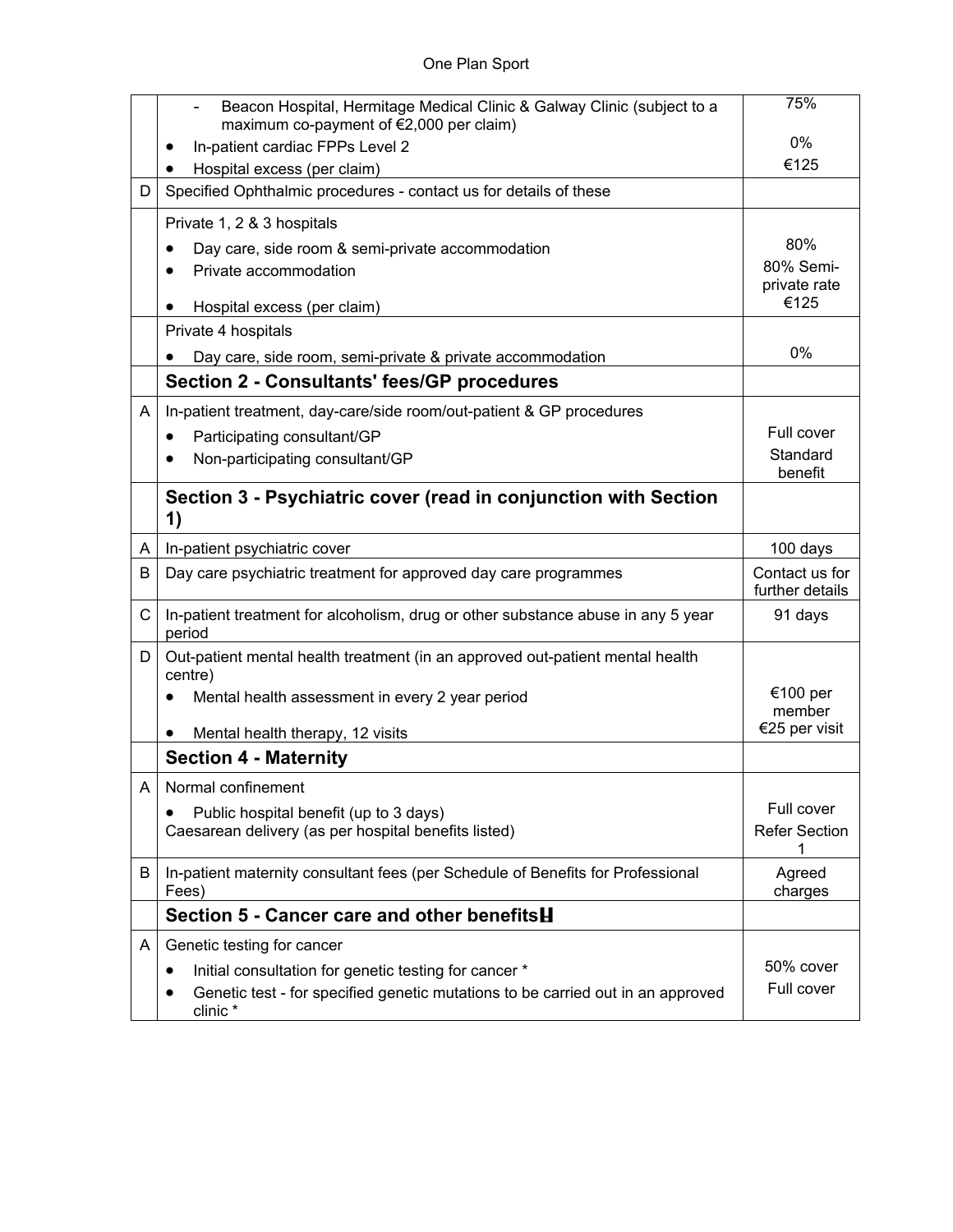| | | |
|---|---|---|
| | - Beacon Hospital, Hermitage Medical Clinic & Galway Clinic (subject to a maximum co-payment of €2,000 per claim)<br>• In-patient cardiac FPPs Level 2<br>• Hospital excess (per claim) | 75%<br><br>0%<br>€125 |
| D | Specified Ophthalmic procedures - contact us for details of these | |
| | Private 1, 2 & 3 hospitals<br>• Day care, side room & semi-private accommodation<br>• Private accommodation<br><br>• Hospital excess (per claim) | <br>80%<br>80% Semi-private rate<br>€125 |
| | Private 4 hospitals<br>• Day care, side room, semi-private & private accommodation | <br>0% |
| | **Section 2 - Consultants' fees/GP procedures** | |
| A | In-patient treatment, day-care/side room/out-patient & GP procedures<br>• Participating consultant/GP<br>• Non-participating consultant/GP | <br>Full cover<br>Standard benefit |
| | **Section 3 - Psychiatric cover (read in conjunction with Section 1)** | |
| A | In-patient psychiatric cover | 100 days |
| B | Day care psychiatric treatment for approved day care programmes | Contact us for further details |
| C | In-patient treatment for alcoholism, drug or other substance abuse in any 5 year period | 91 days |
| D | Out-patient mental health treatment (in an approved out-patient mental health centre)<br>• Mental health assessment in every 2 year period<br><br>• Mental health therapy, 12 visits | <br><br>€100 per member<br>€25 per visit |
| | **Section 4 - Maternity** | |
| A | Normal confinement<br>• Public hospital benefit (up to 3 days)<br>Caesarean delivery (as per hospital benefits listed) | <br>Full cover<br>Refer Section 1 |
| B | In-patient maternity consultant fees (per Schedule of Benefits for Professional Fees) | Agreed charges |
| | **Section 5 - Cancer care and other benefits** | |
| A | Genetic testing for cancer<br>• Initial consultation for genetic testing for cancer *<br>• Genetic test - for specified genetic mutations to be carried out in an approved clinic * | <br>50% cover<br>Full cover |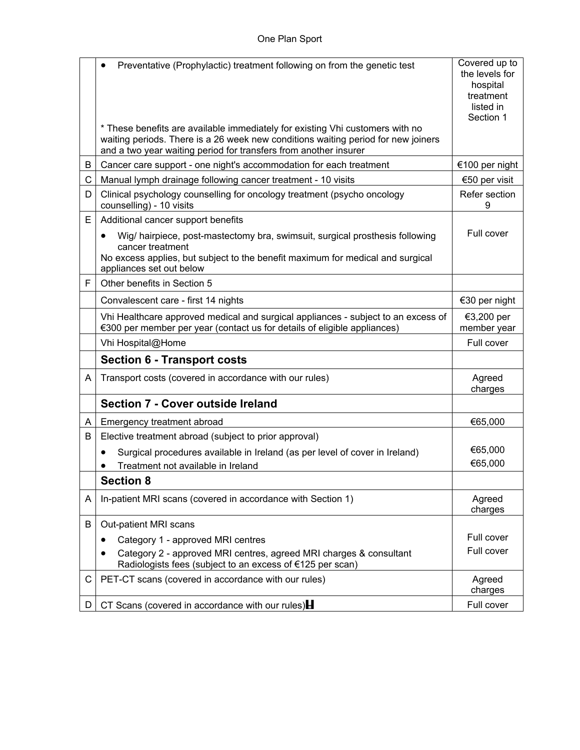| | | |
|---|---|---|
| | • Preventative (Prophylactic) treatment following on from the genetic test<br><br>* These benefits are available immediately for existing Vhi customers with no waiting periods. There is a 26 week new conditions waiting period for new joiners and a two year waiting period for transfers from another insurer | Covered up to the levels for hospital treatment listed in Section 1 |
| B | Cancer care support - one night's accommodation for each treatment | €100 per night |
| C | Manual lymph drainage following cancer treatment - 10 visits | €50 per visit |
| D | Clinical psychology counselling for oncology treatment (psycho oncology counselling) - 10 visits | Refer section 9 |
| E | Additional cancer support benefits<br>• Wig/ hairpiece, post-mastectomy bra, swimsuit, surgical prosthesis following cancer treatment<br>No excess applies, but subject to the benefit maximum for medical and surgical appliances set out below | Full cover |
| F | Other benefits in Section 5 | |
| | Convalescent care - first 14 nights | €30 per night |
| | Vhi Healthcare approved medical and surgical appliances - subject to an excess of €300 per member per year (contact us for details of eligible appliances) | €3,200 per member year |
| | Vhi Hospital@Home | Full cover |
| | **Section 6 - Transport costs** | |
| A | Transport costs (covered in accordance with our rules) | Agreed charges |
| | **Section 7 - Cover outside Ireland** | |
| A | Emergency treatment abroad | €65,000 |
| B | Elective treatment abroad (subject to prior approval)<br>• Surgical procedures available in Ireland (as per level of cover in Ireland)<br>• Treatment not available in Ireland | <br>€65,000<br>€65,000 |
| | **Section 8** | |
| A | In-patient MRI scans (covered in accordance with Section 1) | Agreed charges |
| B | Out-patient MRI scans<br>• Category 1 - approved MRI centres<br>• Category 2 - approved MRI centres, agreed MRI charges & consultant Radiologists fees (subject to an excess of €125 per scan) | <br>Full cover<br>Full cover |
| C | PET-CT scans (covered in accordance with our rules) | Agreed charges |
| D | CT Scans (covered in accordance with our rules) | Full cover |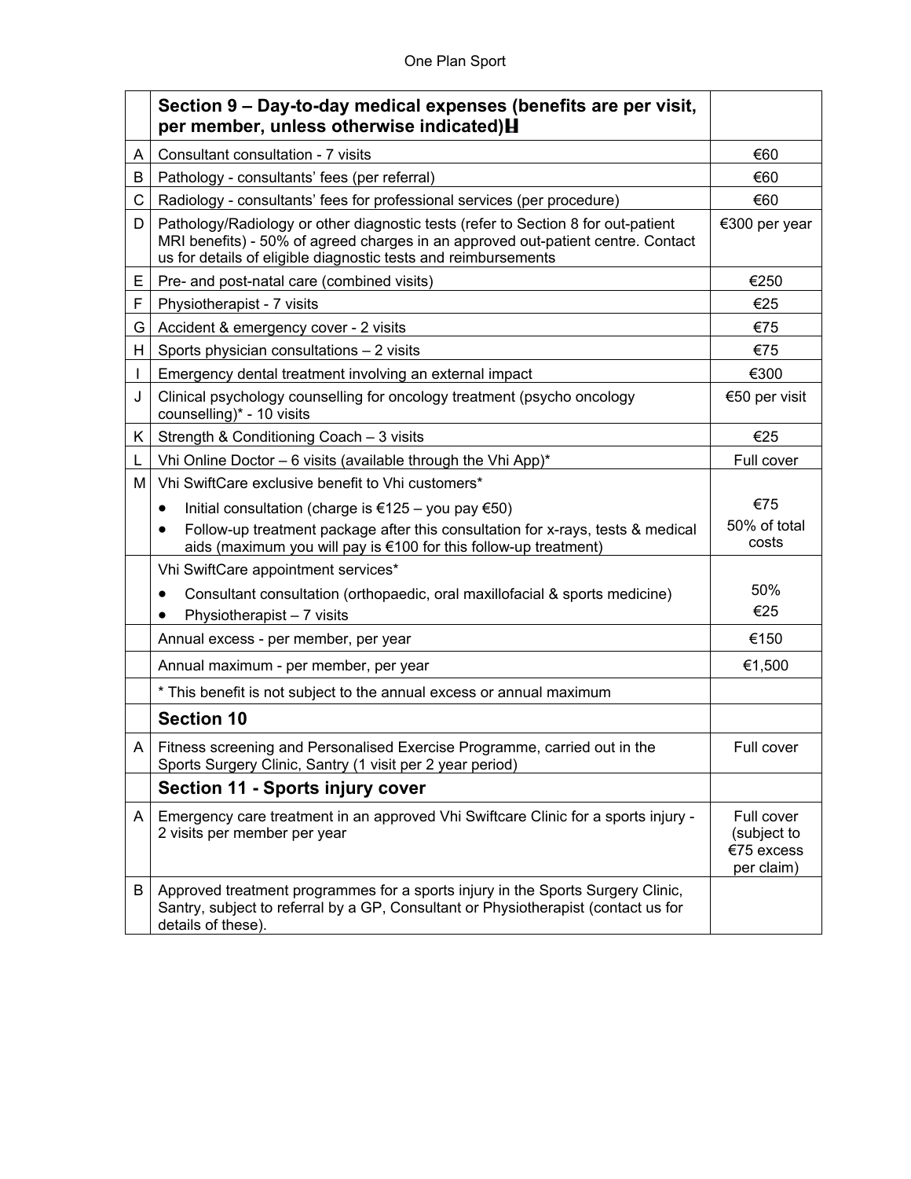| | Section 9 – Day-to-day medical expenses (benefits are per visit, per member, unless otherwise indicated) | |
|---|---|---|
| A | Consultant consultation - 7 visits | €60 |
| B | Pathology - consultants' fees (per referral) | €60 |
| C | Radiology - consultants' fees for professional services (per procedure) | €60 |
| D | Pathology/Radiology or other diagnostic tests (refer to Section 8 for out-patient MRI benefits) - 50% of agreed charges in an approved out-patient centre. Contact us for details of eligible diagnostic tests and reimbursements | €300 per year |
| E | Pre- and post-natal care (combined visits) | €250 |
| F | Physiotherapist - 7 visits | €25 |
| G | Accident & emergency cover - 2 visits | €75 |
| H | Sports physician consultations – 2 visits | €75 |
| I | Emergency dental treatment involving an external impact | €300 |
| J | Clinical psychology counselling for oncology treatment (psycho oncology counselling)* - 10 visits | €50 per visit |
| K | Strength & Conditioning Coach – 3 visits | €25 |
| L | Vhi Online Doctor – 6 visits (available through the Vhi App)* | Full cover |
| M | Vhi SwiftCare exclusive benefit to Vhi customers*<br>• Initial consultation (charge is €125 – you pay €50)<br>• Follow-up treatment package after this consultation for x-rays, tests & medical aids (maximum you will pay is €100 for this follow-up treatment) | <br>€75<br>50% of total costs |
| | Vhi SwiftCare appointment services*<br>• Consultant consultation (orthopaedic, oral maxillofacial & sports medicine)<br>• Physiotherapist – 7 visits | <br>50%<br>€25 |
| | Annual excess - per member, per year | €150 |
| | Annual maximum - per member, per year | €1,500 |
| | * This benefit is not subject to the annual excess or annual maximum | |
| | **Section 10** | |
| A | Fitness screening and Personalised Exercise Programme, carried out in the Sports Surgery Clinic, Santry (1 visit per 2 year period) | Full cover |
| | **Section 11 - Sports injury cover** | |
| A | Emergency care treatment in an approved Vhi Swiftcare Clinic for a sports injury - 2 visits per member per year | Full cover (subject to €75 excess per claim) |
| B | Approved treatment programmes for a sports injury in the Sports Surgery Clinic, Santry, subject to referral by a GP, Consultant or Physiotherapist (contact us for details of these). | |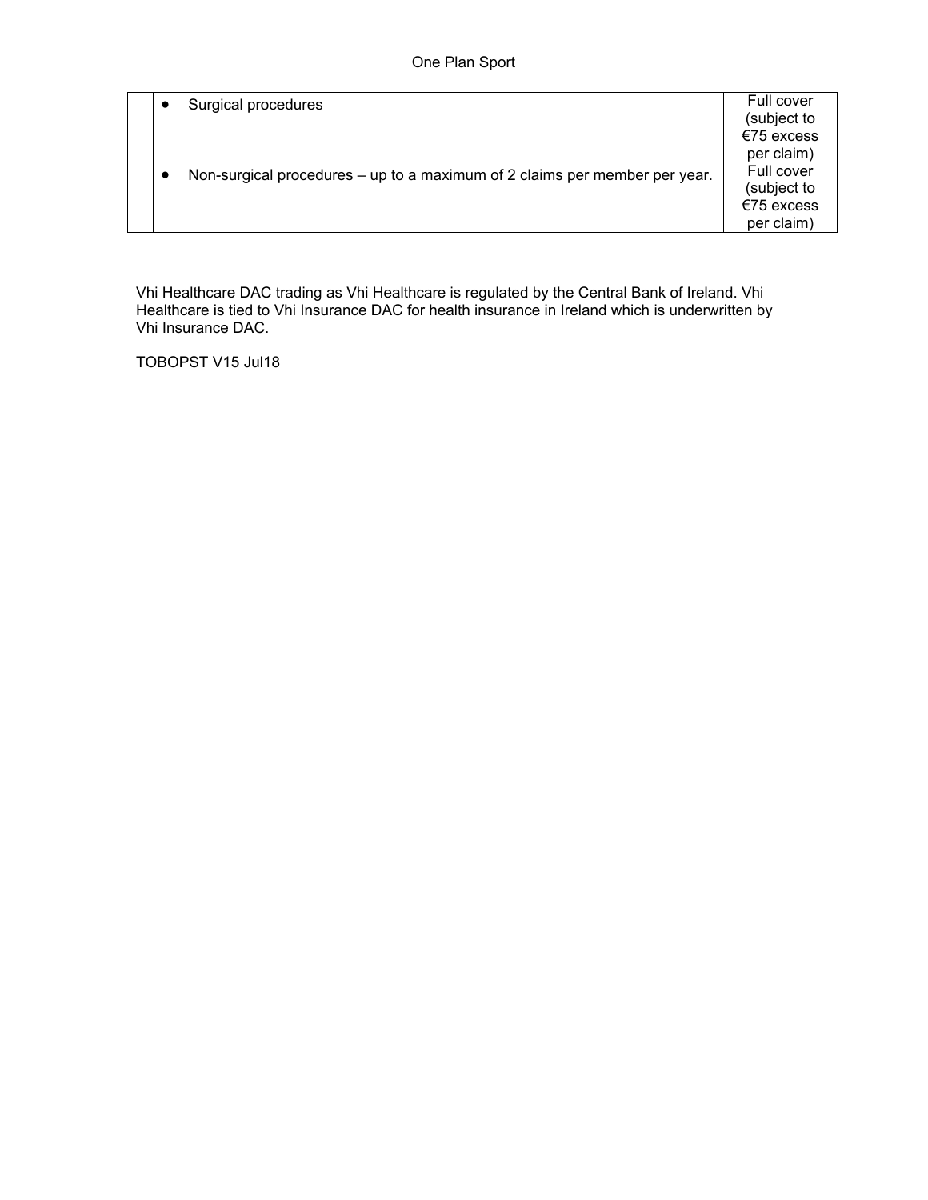| | | |
|---|---|---|
| | • Surgical procedures | Full cover (subject to €75 excess per claim) |
| | • Non-surgical procedures – up to a maximum of 2 claims per member per year. | Full cover (subject to €75 excess per claim) |

Vhi Healthcare DAC trading as Vhi Healthcare is regulated by the Central Bank of Ireland. Vhi Healthcare is tied to Vhi Insurance DAC for health insurance in Ireland which is underwritten by Vhi Insurance DAC.

TOBOPST V15 Jul18